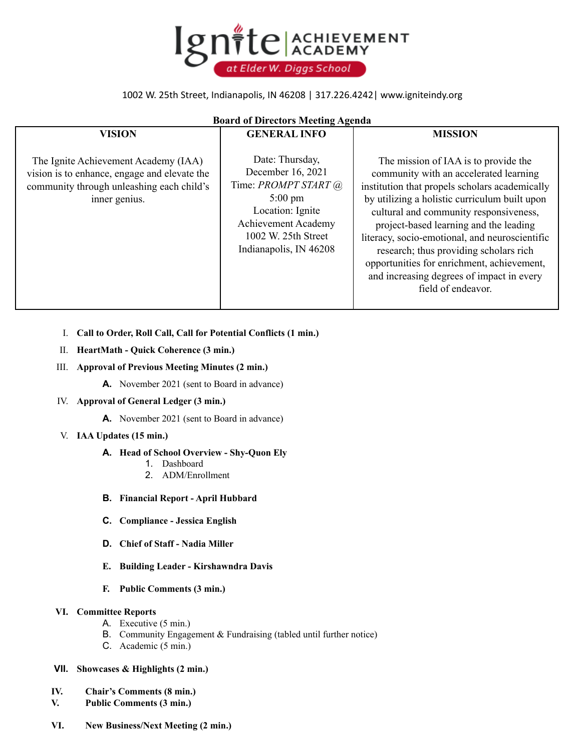# Ignite ACHIEVEMENT ACADEMY

at Elder W. Diggs School

1002 W. 25th Street, Indianapolis, IN 46208 | 317.226.4242| www.igniteindy.org

**Board of Directors Meeting Agenda**

| VISION | GENERAL INFO | MISSION |
|---|---|---|
| The Ignite Achievement Academy (IAA) vision is to enhance, engage and elevate the community through unleashing each child's inner genius. | Date: Thursday, December 16, 2021<br>Time: *PROMPT START @* 5:00 pm<br>Location: Ignite Achievement Academy 1002 W. 25th Street Indianapolis, IN 46208 | The mission of IAA is to provide the community with an accelerated learning institution that propels scholars academically by utilizing a holistic curriculum built upon cultural and community responsiveness, project-based learning and the leading literacy, socio-emotional, and neuroscientific research; thus providing scholars rich opportunities for enrichment, achievement, and increasing degrees of impact in every field of endeavor. |

I. **Call to Order, Roll Call, Call for Potential Conflicts (1 min.)**

II. **HeartMath - Quick Coherence (3 min.)**

III. **Approval of Previous Meeting Minutes (2 min.)**
   - A. November 2021 (sent to Board in advance)

IV. **Approval of General Ledger (3 min.)**
   - A. November 2021 (sent to Board in advance)

V. **IAA Updates (15 min.)**
   - A. **Head of School Overview - Shy-Quon Ely**
     1. Dashboard
     2. ADM/Enrollment
   - B. **Financial Report - April Hubbard**
   - C. **Compliance - Jessica English**
   - D. **Chief of Staff - Nadia Miller**
   - E. **Building Leader - Kirshawndra Davis**
   - F. **Public Comments (3 min.)**

VI. **Committee Reports**
   - A. Executive (5 min.)
   - B. Community Engagement & Fundraising (tabled until further notice)
   - C. Academic (5 min.)

VII. **Showcases & Highlights (2 min.)**

IV. **Chair's Comments (8 min.)**

V. **Public Comments (3 min.)**

VI. **New Business/Next Meeting (2 min.)**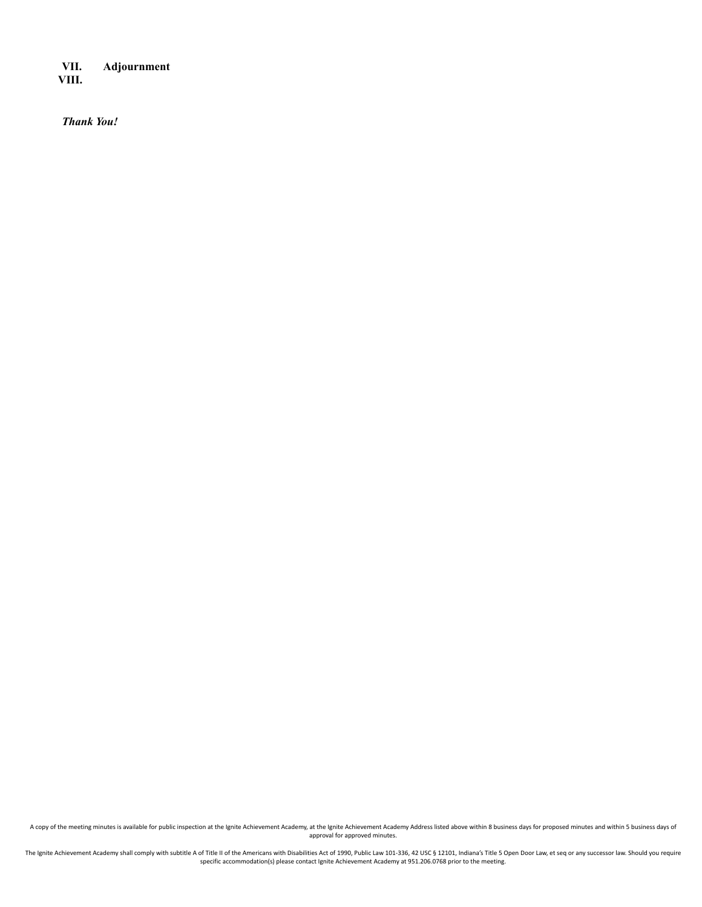VII. **Adjournment**

VIII.

***Thank You!***

A copy of the meeting minutes is available for public inspection at the Ignite Achievement Academy, at the Ignite Achievement Academy Address listed above within 8 business days for proposed minutes and within 5 business days of approval for approved minutes.

The Ignite Achievement Academy shall comply with subtitle A of Title II of the Americans with Disabilities Act of 1990, Public Law 101-336, 42 USC § 12101, Indiana's Title 5 Open Door Law, et seq or any successor law. Should you require specific accommodation(s) please contact Ignite Achievement Academy at 951.206.0768 prior to the meeting.